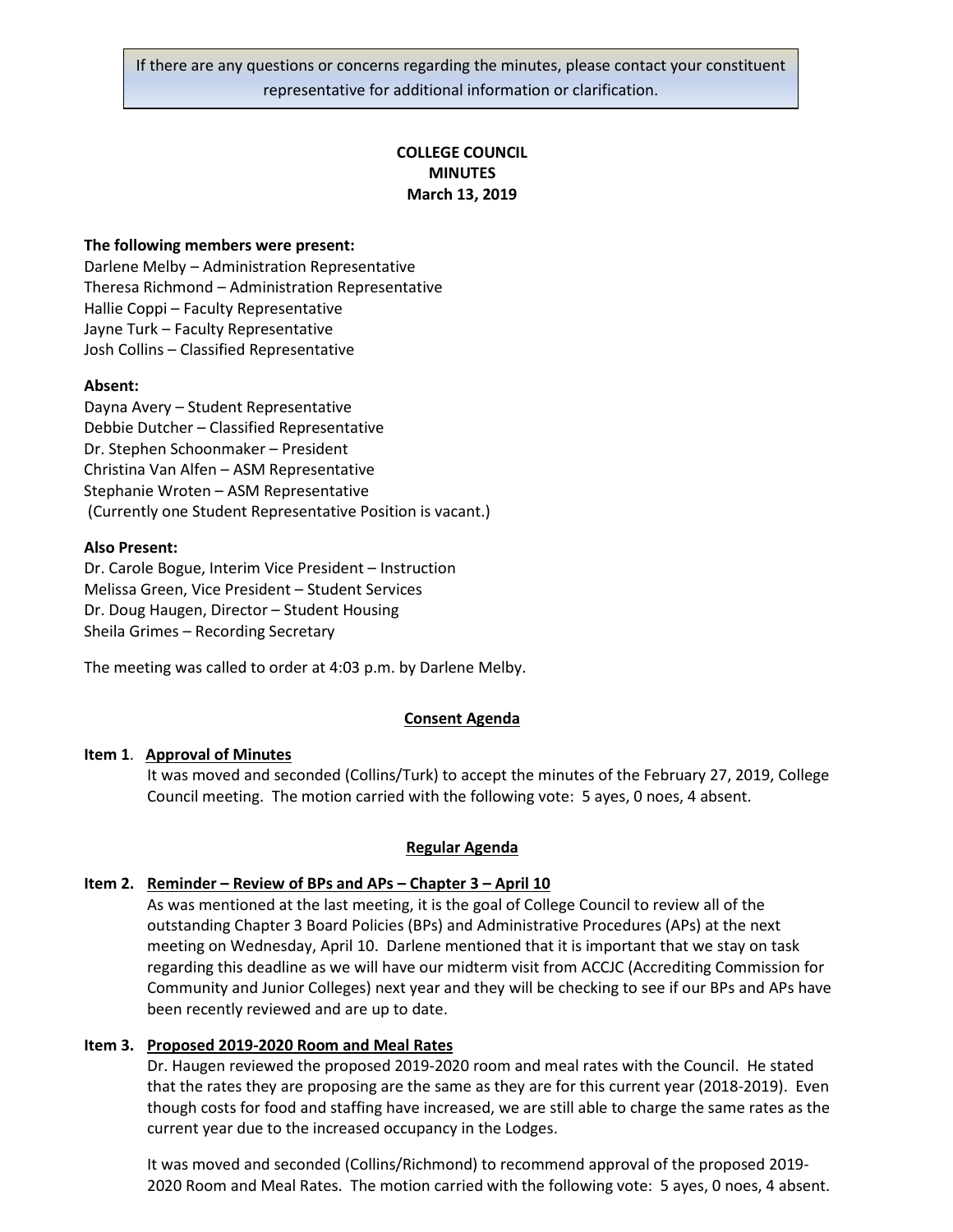If there are any questions or concerns regarding the minutes, please contact your constituent representative for additional information or clarification.

**COLLEGE COUNCIL**
**MINUTES**
**March 13, 2019**

**The following members were present:**
Darlene Melby – Administration Representative
Theresa Richmond – Administration Representative
Hallie Coppi – Faculty Representative
Jayne Turk – Faculty Representative
Josh Collins – Classified Representative

**Absent:**
Dayna Avery – Student Representative
Debbie Dutcher – Classified Representative
Dr. Stephen Schoonmaker – President
Christina Van Alfen – ASM Representative
Stephanie Wroten – ASM Representative
(Currently one Student Representative Position is vacant.)

**Also Present:**
Dr. Carole Bogue, Interim Vice President – Instruction
Melissa Green, Vice President – Student Services
Dr. Doug Haugen, Director – Student Housing
Sheila Grimes – Recording Secretary

The meeting was called to order at 4:03 p.m. by Darlene Melby.

**Consent Agenda**

**Item 1. Approval of Minutes**
It was moved and seconded (Collins/Turk) to accept the minutes of the February 27, 2019, College Council meeting. The motion carried with the following vote: 5 ayes, 0 noes, 4 absent.

**Regular Agenda**

**Item 2. Reminder – Review of BPs and APs – Chapter 3 – April 10**
As was mentioned at the last meeting, it is the goal of College Council to review all of the outstanding Chapter 3 Board Policies (BPs) and Administrative Procedures (APs) at the next meeting on Wednesday, April 10. Darlene mentioned that it is important that we stay on task regarding this deadline as we will have our midterm visit from ACCJC (Accrediting Commission for Community and Junior Colleges) next year and they will be checking to see if our BPs and APs have been recently reviewed and are up to date.

**Item 3. Proposed 2019-2020 Room and Meal Rates**
Dr. Haugen reviewed the proposed 2019-2020 room and meal rates with the Council. He stated that the rates they are proposing are the same as they are for this current year (2018-2019). Even though costs for food and staffing have increased, we are still able to charge the same rates as the current year due to the increased occupancy in the Lodges.

It was moved and seconded (Collins/Richmond) to recommend approval of the proposed 2019-2020 Room and Meal Rates. The motion carried with the following vote: 5 ayes, 0 noes, 4 absent.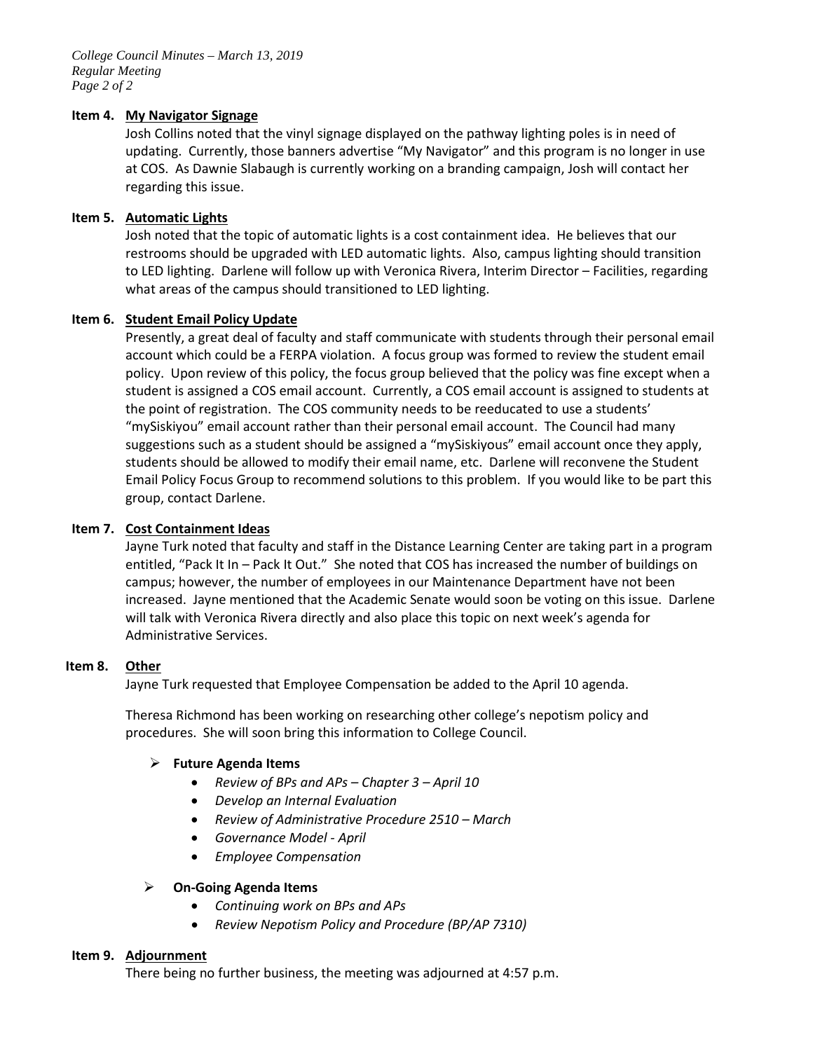**Item 4. My Navigator Signage**

Josh Collins noted that the vinyl signage displayed on the pathway lighting poles is in need of updating. Currently, those banners advertise "My Navigator" and this program is no longer in use at COS. As Dawnie Slabaugh is currently working on a branding campaign, Josh will contact her regarding this issue.

**Item 5. Automatic Lights**

Josh noted that the topic of automatic lights is a cost containment idea. He believes that our restrooms should be upgraded with LED automatic lights. Also, campus lighting should transition to LED lighting. Darlene will follow up with Veronica Rivera, Interim Director – Facilities, regarding what areas of the campus should transitioned to LED lighting.

**Item 6. Student Email Policy Update**

Presently, a great deal of faculty and staff communicate with students through their personal email account which could be a FERPA violation. A focus group was formed to review the student email policy. Upon review of this policy, the focus group believed that the policy was fine except when a student is assigned a COS email account. Currently, a COS email account is assigned to students at the point of registration. The COS community needs to be reeducated to use a students' "mySiskiyou" email account rather than their personal email account. The Council had many suggestions such as a student should be assigned a "mySiskiyous" email account once they apply, students should be allowed to modify their email name, etc. Darlene will reconvene the Student Email Policy Focus Group to recommend solutions to this problem. If you would like to be part this group, contact Darlene.

**Item 7. Cost Containment Ideas**

Jayne Turk noted that faculty and staff in the Distance Learning Center are taking part in a program entitled, "Pack It In – Pack It Out." She noted that COS has increased the number of buildings on campus; however, the number of employees in our Maintenance Department have not been increased. Jayne mentioned that the Academic Senate would soon be voting on this issue. Darlene will talk with Veronica Rivera directly and also place this topic on next week's agenda for Administrative Services.

**Item 8. Other**

Jayne Turk requested that Employee Compensation be added to the April 10 agenda.

Theresa Richmond has been working on researching other college's nepotism policy and procedures. She will soon bring this information to College Council.

- **Future Agenda Items**
  - *Review of BPs and APs – Chapter 3 – April 10*
  - *Develop an Internal Evaluation*
  - *Review of Administrative Procedure 2510 – March*
  - *Governance Model - April*
  - *Employee Compensation*

- **On-Going Agenda Items**
  - *Continuing work on BPs and APs*
  - *Review Nepotism Policy and Procedure (BP/AP 7310)*

**Item 9. Adjournment**

There being no further business, the meeting was adjourned at 4:57 p.m.